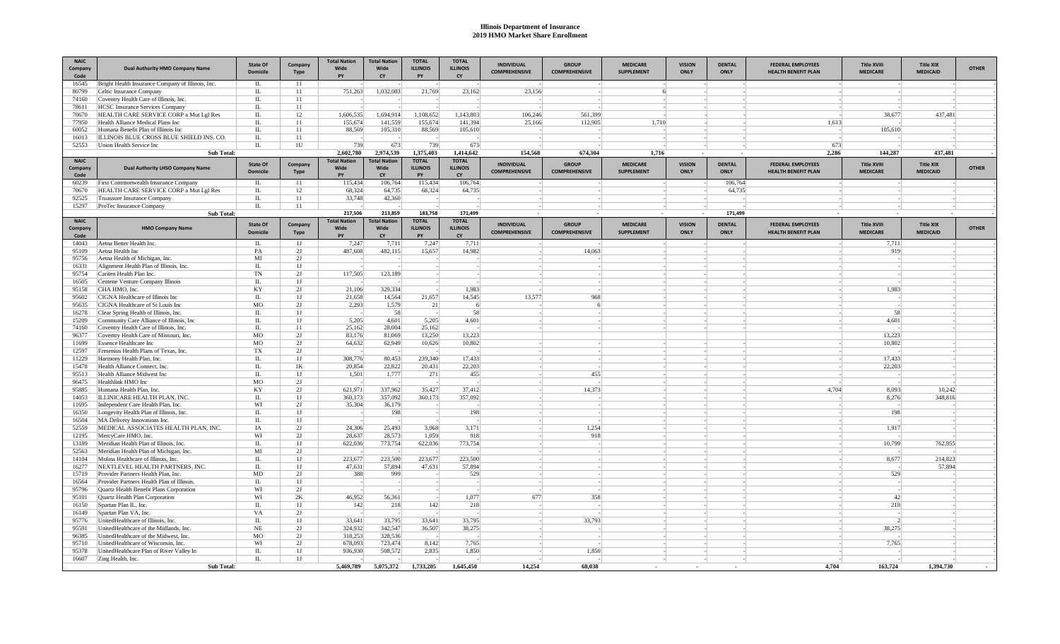# Illinois Department of Insurance
## 2019 HMO Market Share Enrollment

| NAIC Company Code | Dual Authority HMO Company Name | State Of Domicile | Company Type | Total Nation Wide PY | Total Nation Wide CY | TOTAL ILLINOIS PY | TOTAL ILLINOIS CY | INDIVIDUAL COMPREHENSIVE | GROUP COMPREHENSIVE | MEDICARE SUPPLEMENT | VISION ONLY | DENTAL ONLY | FEDERAL EMPLOYEES HEALTH BENEFIT PLAN | Title XVIII MEDICARE | Title XIX MEDICAID | OTHER |
|---|---|---|---|---|---|---|---|---|---|---|---|---|---|---|---|---|
| 16545 | Bright Health Insurance Company of Illinois, Inc. | IL | 11 | - | - | - | - | - | - | - | - | - | - | - | - | - |
| 80799 | Celtic Insurance Company | IL | 11 | 751,263 | 1,032,083 | 21,769 | 23,162 | 23,156 | - | 6 | - | - | - | - | - | - |
| 74160 | Coventry Health Care of Illinois, Inc. | IL | 11 | - | - | - | - | - | - | - | - | - | - | - | - | - |
| 78611 | HCSC Insurance Services Company | IL | 11 | - | - | - | - | - | - | - | - | - | - | - | - | - |
| 70670 | HEALTH CARE SERVICE CORP a Mut Lgl Res | IL | 12 | 1,606,535 | 1,694,914 | 1,108,652 | 1,143,803 | 106,246 | 561,399 | - | - | - | - | 38,677 | 437,481 | - |
| 77950 | Health Alliance Medical Plans Inc | IL | 11 | 155,674 | 141,559 | 155,674 | 141,394 | 25,166 | 112,905 | 1,710 | - | - | 1,613 | - | - | - |
| 60052 | Humana Benefit Plan of Illinois Inc | IL | 11 | 88,569 | 105,310 | 88,569 | 105,610 | - | - | - | - | - | - | 105,610 | - | - |
| 16013 | ILLINOIS BLUE CROSS BLUE SHIELD INS. CO. | IL | 11 | - | - | - | - | - | - | - | - | - | - | - | - | - |
| 52553 | Union Health Service Inc | IL | 1U | 739 | 673 | 739 | 673 | - | - | - | - | - | 673 | - | - | - |
| | **Sub Total:** | | | **2,602,780** | **2,974,539** | **1,375,403** | **1,414,642** | **154,568** | **674,304** | **1,716** | **-** | **-** | **2,286** | **144,287** | **437,481** | **-** |

| NAIC Company Code | Dual Authority LHSO Company Name | State Of Domicile | Company Type | Total Nation Wide PY | Total Nation Wide CY | TOTAL ILLINOIS PY | TOTAL ILLINOIS CY | INDIVIDUAL COMPREHENSIVE | GROUP COMPREHENSIVE | MEDICARE SUPPLEMENT | VISION ONLY | DENTAL ONLY | FEDERAL EMPLOYEES HEALTH BENEFIT PLAN | Title XVIII MEDICARE | Title XIX MEDICAID | OTHER |
|---|---|---|---|---|---|---|---|---|---|---|---|---|---|---|---|---|
| 60239 | First Commonwealth Insurance Company | IL | 11 | 115,434 | 106,764 | 115,434 | 106,764 | - | - | - | - | 106,764 | - | - | - | - |
| 70670 | HEALTH CARE SERVICE CORP a Mut Lgl Res | IL | 12 | 68,324 | 64,735 | 68,324 | 64,735 | - | - | - | - | 64,735 | - | - | - | - |
| 92525 | Truassure Insurance Company | IL | 11 | 33,748 | 42,360 | - | - | - | - | - | - | - | - | - | - | - |
| 15297 | ProTec Insurance Company | IL | 11 | - | - | - | - | - | - | - | - | - | - | - | - | - |
| | **Sub Total:** | | | **217,506** | **213,859** | **183,758** | **171,499** | **-** | **-** | **-** | **-** | **171,499** | **-** | **-** | **-** | **-** |

| NAIC Company Code | HMO Company Name | State Of Domicile | Company Type | Total Nation Wide PY | Total Nation Wide CY | TOTAL ILLINOIS PY | TOTAL ILLINOIS CY | INDIVIDUAL COMPREHENSIVE | GROUP COMPREHENSIVE | MEDICARE SUPPLEMENT | VISION ONLY | DENTAL ONLY | FEDERAL EMPLOYEES HEALTH BENEFIT PLAN | Title XVIII MEDICARE | Title XIX MEDICAID | OTHER |
|---|---|---|---|---|---|---|---|---|---|---|---|---|---|---|---|---|
| 14043 | Aetna Better Health Inc. | IL | 1J | 7,247 | 7,711 | 7,247 | 7,711 | - | - | - | - | - | - | 7,711 | - | - |
| 95109 | Aetna Health Inc | PA | 2J | 487,608 | 482,115 | 15,657 | 14,982 | - | 14,063 | - | - | - | - | 919 | - | - |
| 95756 | Aetna Health of Michigan, Inc. | MI | 2J | - | - | - | - | - | - | - | - | - | - | - | - | - |
| 16331 | Alignment Health Plan of Illinois, Inc. | IL | 1J | - | - | - | - | - | - | - | - | - | - | - | - | - |
| 95754 | Cariten Health Plan Inc. | TN | 2J | 117,505 | 123,189 | - | - | - | - | - | - | - | - | - | - | - |
| 16505 | Centene Venture Company Illinois | IL | 1J | - | - | - | - | - | - | - | - | - | - | - | - | - |
| 95158 | CHA HMO, Inc. | KY | 2J | 21,106 | 329,334 | - | 1,983 | - | - | - | - | - | - | 1,983 | - | - |
| 95602 | CIGNA Healthcare of Illinois Inc | IL | 1J | 21,658 | 14,564 | 21,657 | 14,545 | 13,577 | 968 | - | - | - | - | - | - | - |
| 95635 | CIGNA Healthcare of St Louis Inc | MO | 2J | 2,293 | 1,579 | 21 | 6 | - | 6 | - | - | - | - | - | - | - |
| 16278 | Clear Spring Health of Illinois, Inc. | IL | 1J | - | 58 | - | 58 | - | - | - | - | - | - | 58 | - | - |
| 15209 | Community Care Alliance of Illinois, Inc | IL | 1J | 5,205 | 4,601 | 5,205 | 4,601 | - | - | - | - | - | - | 4,601 | - | - |
| 74160 | Coventry Health Care of Illinois, Inc. | IL | 11 | 25,162 | 28,004 | 25,162 | - | - | - | - | - | - | - | - | - | - |
| 96377 | Coventry Health Care of Missouri, Inc. | MO | 2J | 83,176 | 81,069 | 13,250 | 13,223 | - | - | - | - | - | - | 13,223 | - | - |
| 11699 | Essence Healthcare Inc | MO | 2J | 64,632 | 62,949 | 10,626 | 10,802 | - | - | - | - | - | - | 10,802 | - | - |
| 12597 | Fresenius Health Plans of Texas, Inc. | TX | 2J | - | - | - | - | - | - | - | - | - | - | - | - | - |
| 11229 | Harmony Health Plan, Inc. | IL | 1J | 308,776 | 80,453 | 239,340 | 17,433 | - | - | - | - | - | - | 17,433 | - | - |
| 15478 | Health Alliance Connect, Inc. | IL | 1K | 20,854 | 22,622 | 20,431 | 22,203 | - | - | - | - | - | - | 22,203 | - | - |
| 95513 | Health Alliance Midwest Inc | IL | 1J | 1,501 | 1,777 | 271 | 455 | - | 455 | - | - | - | - | - | - | - |
| 96475 | Healthlink HMO Inc | MO | 2J | - | - | - | - | - | - | - | - | - | - | - | - | - |
| 95885 | Humana Health Plan, Inc. | KY | 2J | 621,971 | 337,962 | 35,427 | 37,412 | - | 14,373 | - | - | - | 4,704 | 8,093 | 10,242 | - |
| 14053 | ILLINICARE HEALTH PLAN, INC. | IL | 1J | 360,173 | 357,092 | 360,173 | 357,092 | - | - | - | - | - | - | 8,276 | 348,816 | - |
| 11695 | Independent Care Health Plan, Inc. | WI | 2J | 35,304 | 36,179 | - | - | - | - | - | - | - | - | - | - | - |
| 16350 | Longevity Health Plan of Illinois, Inc. | IL | 1J | - | 198 | - | 198 | - | - | - | - | - | - | 198 | - | - |
| 16504 | MA Delivery Innovations Inc. | IL | 1J | - | - | - | - | - | - | - | - | - | - | - | - | - |
| 52559 | MEDICAL ASSOCIATES HEALTH PLAN, INC. | IA | 2J | 24,306 | 25,493 | 3,068 | 3,171 | - | 1,254 | - | - | - | - | 1,917 | - | - |
| 12195 | MercyCare HMO, Inc. | WI | 2J | 28,637 | 28,573 | 1,059 | 918 | - | 918 | - | - | - | - | - | - | - |
| 13189 | Meridian Health Plan of Illinois, Inc. | IL | 1J | 622,036 | 773,754 | 622,036 | 773,754 | - | - | - | - | - | - | 10,799 | 762,955 | - |
| 52563 | Meridian Health Plan of Michigan, Inc. | MI | 2J | - | - | - | - | - | - | - | - | - | - | - | - | - |
| 14104 | Molina Healthcare of Illinois, Inc. | IL | 1J | 223,677 | 223,500 | 223,677 | 223,500 | - | - | - | - | - | - | 8,677 | 214,823 | - |
| 16277 | NEXTLEVEL HEALTH PARTNERS, INC. | IL | 1J | 47,631 | 57,894 | 47,631 | 57,894 | - | - | - | - | - | - | - | 57,894 | - |
| 15719 | Provider Partners Health Plan, Inc. | MD | 2J | 388 | 999 | - | 529 | - | - | - | - | - | - | 529 | - | - |
| 16564 | Provider Partners Health Plan of Illinois. | IL | 1J | - | - | - | - | - | - | - | - | - | - | - | - | - |
| 95796 | Quartz Health Benefit Plans Corporation | WI | 2J | - | - | - | - | - | - | - | - | - | - | - | - | - |
| 95101 | Quartz Health Plan Corporation | WI | 2K | 46,952 | 56,361 | - | 1,077 | 677 | 358 | - | - | - | - | 42 | - | - |
| 16150 | Spartan Plan IL, Inc. | IL | 1J | 142 | 218 | 142 | 218 | - | - | - | - | - | - | 218 | - | - |
| 16149 | Spartan Plan VA, Inc. | VA | 2J | - | - | - | - | - | - | - | - | - | - | - | - | - |
| 95776 | UnitedHealthcare of Illinois, Inc. | IL | 1J | 33,641 | 33,795 | 33,641 | 33,795 | - | 33,793 | - | - | - | - | 2 | - | - |
| 95591 | UnitedHealthcare of the Midlands, Inc. | NE | 2J | 324,932 | 342,547 | 36,507 | 38,275 | - | - | - | - | - | - | 38,275 | - | - |
| 96385 | UnitedHealthcare of the Midwest, Inc. | MO | 2J | 318,253 | 328,536 | - | - | - | - | - | - | - | - | - | - | - |
| 95710 | UnitedHealthcare of Wisconsin, Inc. | WI | 2J | 678,093 | 723,474 | 8,142 | 7,765 | - | - | - | - | - | - | 7,765 | - | - |
| 95378 | UnitedHealthcare Plan of River Valley In | IL | 1J | 936,930 | 508,572 | 2,835 | 1,850 | - | 1,850 | - | - | - | - | - | - | - |
| 16607 | Zing Health, Inc. | IL | 1J | - | - | - | - | - | - | - | - | - | - | - | - | - |
| | **Sub Total:** | | | **5,469,789** | **5,075,372** | **1,733,205** | **1,645,450** | **14,254** | **68,038** | **-** | **-** | **-** | **4,704** | **163,724** | **1,394,730** | **-** |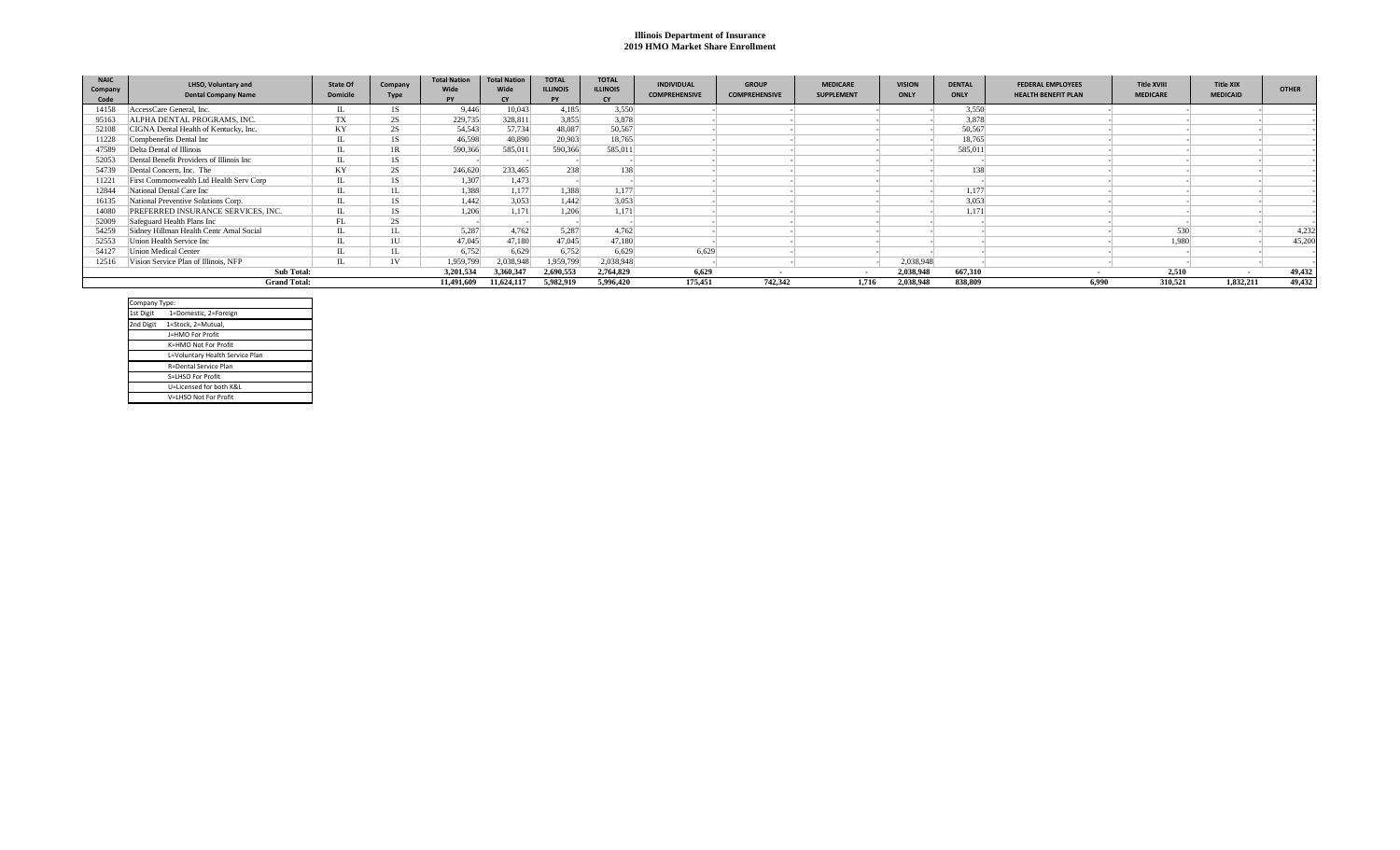**Illinois Department of Insurance**
**2019 HMO Market Share Enrollment**

| NAIC Company Code | LHSO, Voluntary and Dental Company Name | State Of Domicile | Company Type | Total Nation Wide PY | Total Nation Wide CY | TOTAL ILLINOIS PY | TOTAL ILLINOIS CY | INDIVIDUAL COMPREHENSIVE | GROUP COMPREHENSIVE | MEDICARE SUPPLEMENT | VISION ONLY | DENTAL ONLY | FEDERAL EMPLOYEES HEALTH BENEFIT PLAN | Title XVIII MEDICARE | Title XIX MEDICAID | OTHER |
|---|---|---|---|---|---|---|---|---|---|---|---|---|---|---|---|---|
| 14158 | AccessCare General, Inc. | IL | 1S | 9,446 | 10,043 | 4,185 | 3,550 | - | - | - | - | 3,550 | - | - | - | - |
| 95163 | ALPHA DENTAL PROGRAMS, INC. | TX | 2S | 229,735 | 328,811 | 3,855 | 3,878 | - | - | - | - | 3,878 | - | - | - | - |
| 52108 | CIGNA Dental Health of Kentucky, Inc. | KY | 2S | 54,543 | 57,734 | 48,087 | 50,567 | - | - | - | - | 50,567 | - | - | - | - |
| 11228 | Compbenefits Dental Inc | IL | 1S | 46,598 | 40,890 | 20,903 | 18,765 | - | - | - | - | 18,765 | - | - | - | - |
| 47589 | Delta Dental of Illinois | IL | 1R | 590,366 | 585,011 | 590,366 | 585,011 | - | - | - | - | 585,011 | - | - | - | - |
| 52053 | Dental Benefit Providers of Illinois Inc | IL | 1S | - | - | - | - | - | - | - | - | - | - | - | - | - |
| 54739 | Dental Concern, Inc. The | KY | 2S | 246,620 | 233,465 | 238 | 138 | - | - | - | - | 138 | - | - | - | - |
| 11221 | First Commonwealth Ltd Health Serv Corp | IL | 1S | 1,307 | 1,473 | - | - | - | - | - | - | - | - | - | - | - |
| 12844 | National Dental Care Inc | IL | 1L | 1,388 | 1,177 | 1,388 | 1,177 | - | - | - | - | 1,177 | - | - | - | - |
| 16135 | National Preventive Solutions Corp. | IL | 1S | 1,442 | 3,053 | 1,442 | 3,053 | - | - | - | - | 3,053 | - | - | - | - |
| 14080 | PREFERRED INSURANCE SERVICES, INC. | IL | 1S | 1,206 | 1,171 | 1,206 | 1,171 | - | - | - | - | 1,171 | - | - | - | - |
| 52009 | Safeguard Health Plans Inc | FL | 2S | - | - | - | - | - | - | - | - | - | - | - | - | - |
| 54259 | Sidney Hillman Health Centr Amal Social | IL | 1L | 5,287 | 4,762 | 5,287 | 4,762 | - | - | - | - | - | - | 530 | - | 4,232 |
| 52553 | Union Health Service Inc | IL | 1U | 47,045 | 47,180 | 47,045 | 47,180 | - | - | - | - | - | - | 1,980 | - | 45,200 |
| 54127 | Union Medical Center | IL | 1L | 6,752 | 6,629 | 6,752 | 6,629 | 6,629 | - | - | - | - | - | - | - | - |
| 12516 | Vision Service Plan of Illinois, NFP | IL | 1V | 1,959,799 | 2,038,948 | 1,959,799 | 2,038,948 | - | - | - | 2,038,948 | - | - | - | - | - |
| | **Sub Total:** | | | **3,201,534** | **3,360,347** | **2,690,553** | **2,764,829** | **6,629** | **-** | **-** | **2,038,948** | **667,310** | **-** | **2,510** | **-** | **49,432** |
| | **Grand Total:** | | | **11,491,609** | **11,624,117** | **5,982,919** | **5,996,420** | **175,451** | **742,342** | **1,716** | **2,038,948** | **838,809** | **6,990** | **310,521** | **1,832,211** | **49,432** |

| Company Type: | |
|---|---|
| 1st Digit | 1=Domestic, 2=Foreign |
| 2nd Digit | 1=Stock, 2=Mutual, |
| | J=HMO For Profit |
| | K=HMO Not For Profit |
| | L=Voluntary Health Service Plan |
| | R=Dental Service Plan |
| | S=LHSO For Profit |
| | U=Licensed for both K&L |
| | V=LHSO Not For Profit |